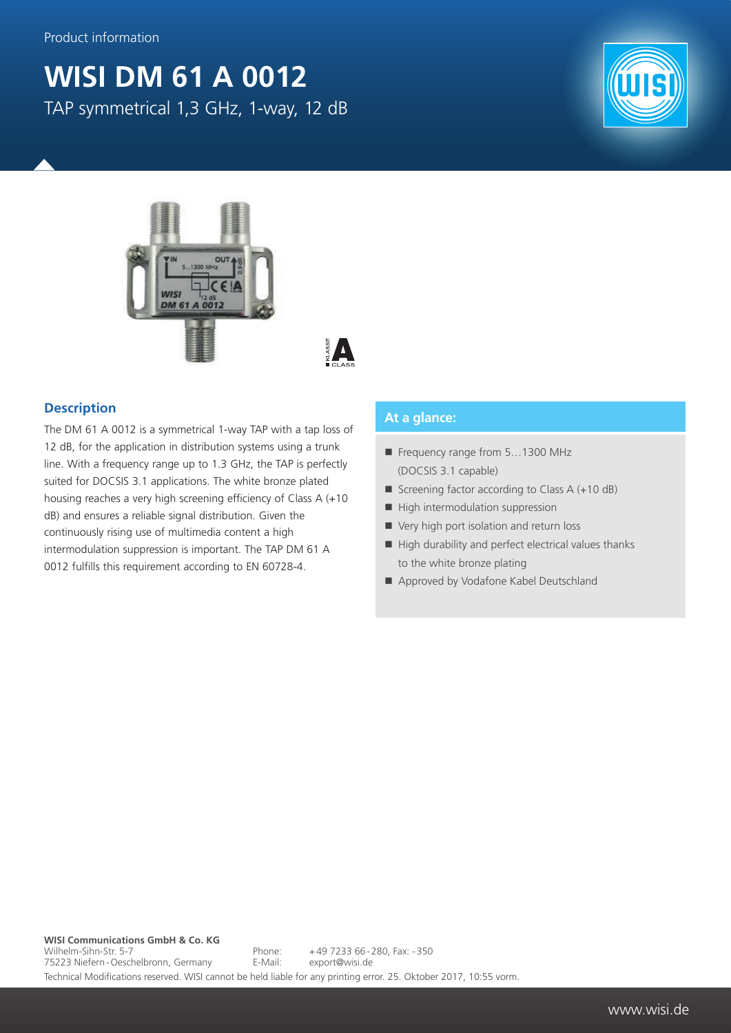Product information

# WISI DM 61 A 0012

TAP symmetrical 1,3 GHz, 1-way, 12 dB

## Description

The DM 61 A 0012 is a symmetrical 1-way TAP with a tap loss of 12 dB, for the application in distribution systems using a trunk line. With a frequency range up to 1.3 GHz, the TAP is perfectly suited for DOCSIS 3.1 applications. The white bronze plated housing reaches a very high screening efficiency of Class A (+10 dB) and ensures a reliable signal distribution. Given the continuously rising use of multimedia content a high intermodulation suppression is important. The TAP DM 61 A 0012 fulfills this requirement according to EN 60728-4.

## At a glance:

- Frequency range from 5…1300 MHz (DOCSIS 3.1 capable)
- Screening factor according to Class A (+10 dB)
- High intermodulation suppression
- Very high port isolation and return loss
- High durability and perfect electrical values thanks to the white bronze plating
- Approved by Vodafone Kabel Deutschland

**WISI Communications GmbH & Co. KG**
Wilhelm-Sihn-Str. 5-7
75223 Niefern-Oeschelbronn, Germany

Phone: +49 7233 66-280, Fax: -350
E-Mail: export@wisi.de

Technical Modifications reserved. WISI cannot be held liable for any printing error. 25. Oktober 2017, 10:55 vorm.

www.wisi.de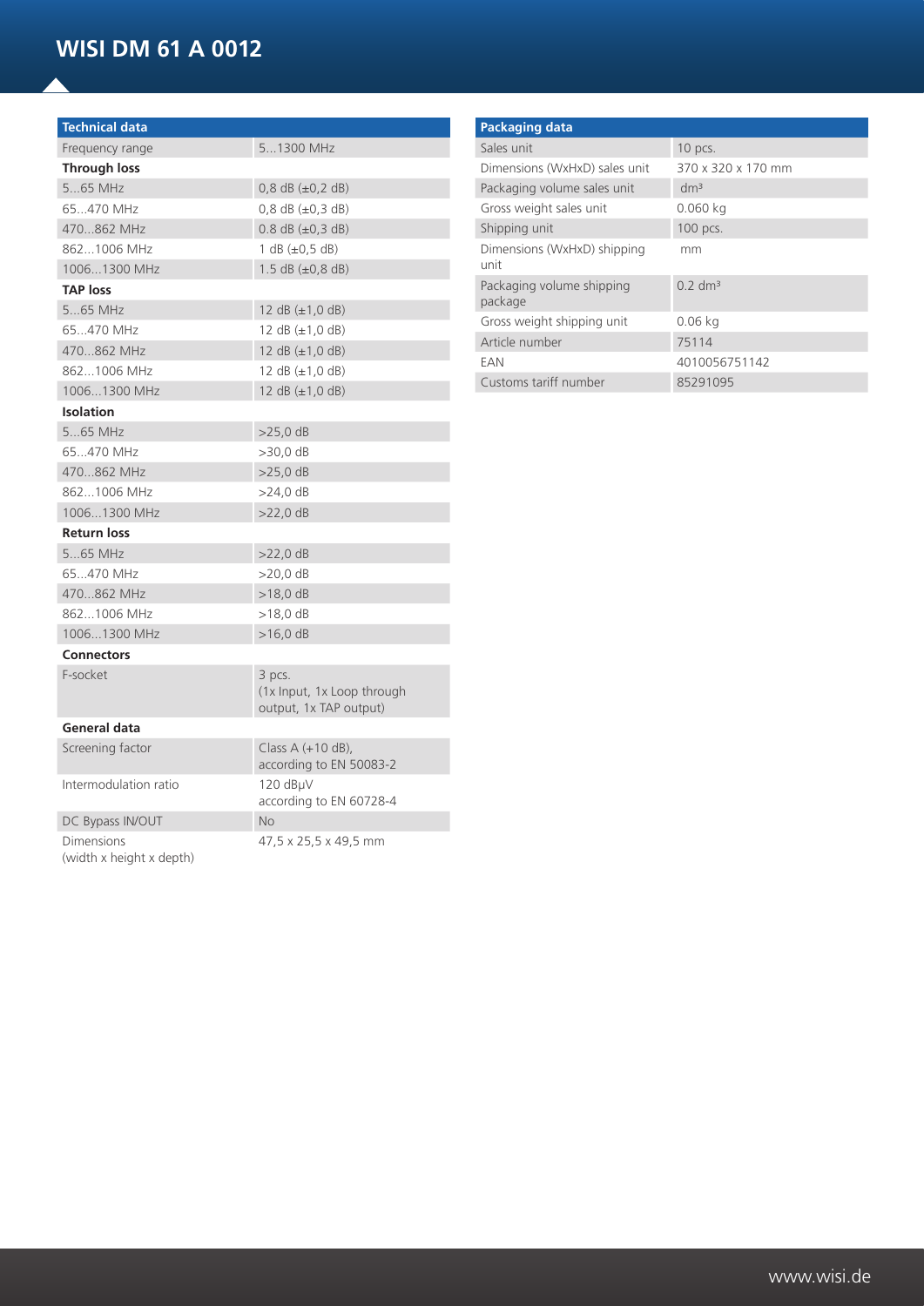# WISI DM 61 A 0012

| Technical data | |
|---|---|
| Frequency range | 5...1300 MHz |
| **Through loss** | |
| 5...65 MHz | 0,8 dB (±0,2 dB) |
| 65...470 MHz | 0,8 dB (±0,3 dB) |
| 470...862 MHz | 0.8 dB (±0,3 dB) |
| 862...1006 MHz | 1 dB (±0,5 dB) |
| 1006...1300 MHz | 1.5 dB (±0,8 dB) |
| **TAP loss** | |
| 5...65 MHz | 12 dB (±1,0 dB) |
| 65...470 MHz | 12 dB (±1,0 dB) |
| 470...862 MHz | 12 dB (±1,0 dB) |
| 862...1006 MHz | 12 dB (±1,0 dB) |
| 1006...1300 MHz | 12 dB (±1,0 dB) |
| **Isolation** | |
| 5...65 MHz | >25,0 dB |
| 65...470 MHz | >30,0 dB |
| 470...862 MHz | >25,0 dB |
| 862...1006 MHz | >24,0 dB |
| 1006...1300 MHz | >22,0 dB |
| **Return loss** | |
| 5...65 MHz | >22,0 dB |
| 65...470 MHz | >20,0 dB |
| 470...862 MHz | >18,0 dB |
| 862...1006 MHz | >18,0 dB |
| 1006...1300 MHz | >16,0 dB |
| **Connectors** | |
| F-socket | 3 pcs. (1x Input, 1x Loop through output, 1x TAP output) |
| **General data** | |
| Screening factor | Class A (+10 dB), according to EN 50083-2 |
| Intermodulation ratio | 120 dBµV according to EN 60728-4 |
| DC Bypass IN/OUT | No |
| Dimensions (width x height x depth) | 47,5 x 25,5 x 49,5 mm |

| Packaging data | |
|---|---|
| Sales unit | 10 pcs. |
| Dimensions (WxHxD) sales unit | 370 x 320 x 170 mm |
| Packaging volume sales unit | dm³ |
| Gross weight sales unit | 0.060 kg |
| Shipping unit | 100 pcs. |
| Dimensions (WxHxD) shipping unit | mm |
| Packaging volume shipping package | 0.2 dm³ |
| Gross weight shipping unit | 0.06 kg |
| Article number | 75114 |
| EAN | 4010056751142 |
| Customs tariff number | 85291095 |

www.wisi.de